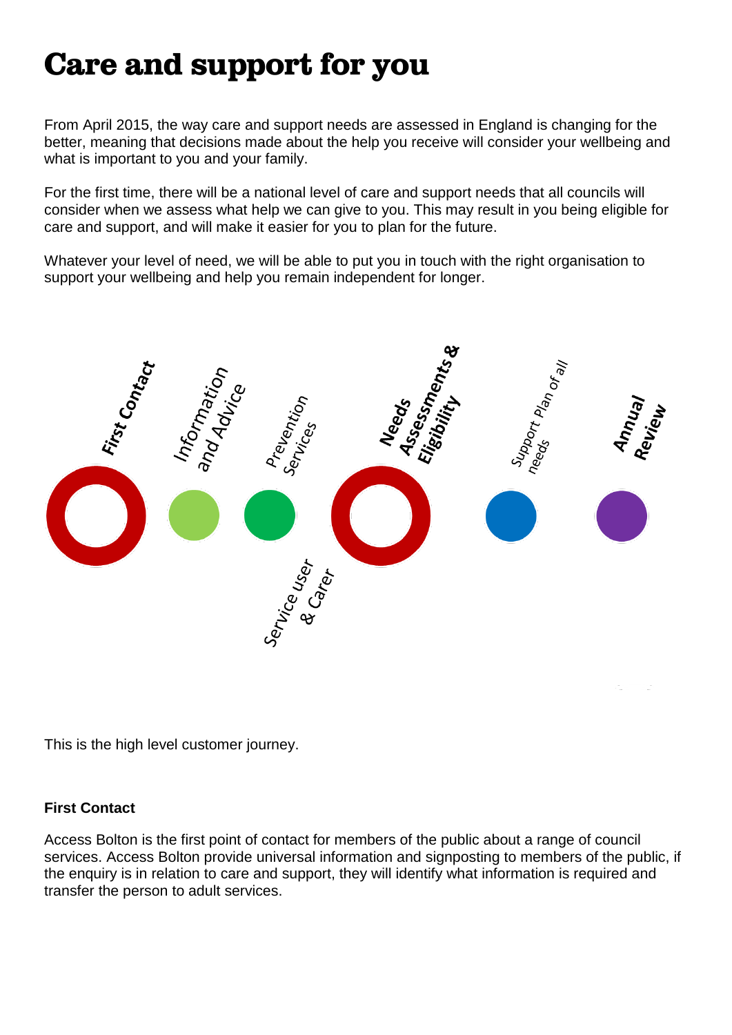# Care and support for you

From April 2015, the way care and support needs are assessed in England is changing for the better, meaning that decisions made about the help you receive will consider your wellbeing and what is important to you and your family.

For the first time, there will be a national level of care and support needs that all councils will consider when we assess what help we can give to you. This may result in you being eligible for care and support, and will make it easier for you to plan for the future.

Whatever your level of need, we will be able to put you in touch with the right organisation to support your wellbeing and help you remain independent for longer.

**First Contact** → Information and Advice → Prevention Services → **Needs Assessments & Eligibility** → Support Plan of all needs → **Annual Review**

Service user & Carer

This is the high level customer journey.

**First Contact**

Access Bolton is the first point of contact for members of the public about a range of council services. Access Bolton provide universal information and signposting to members of the public, if the enquiry is in relation to care and support, they will identify what information is required and transfer the person to adult services.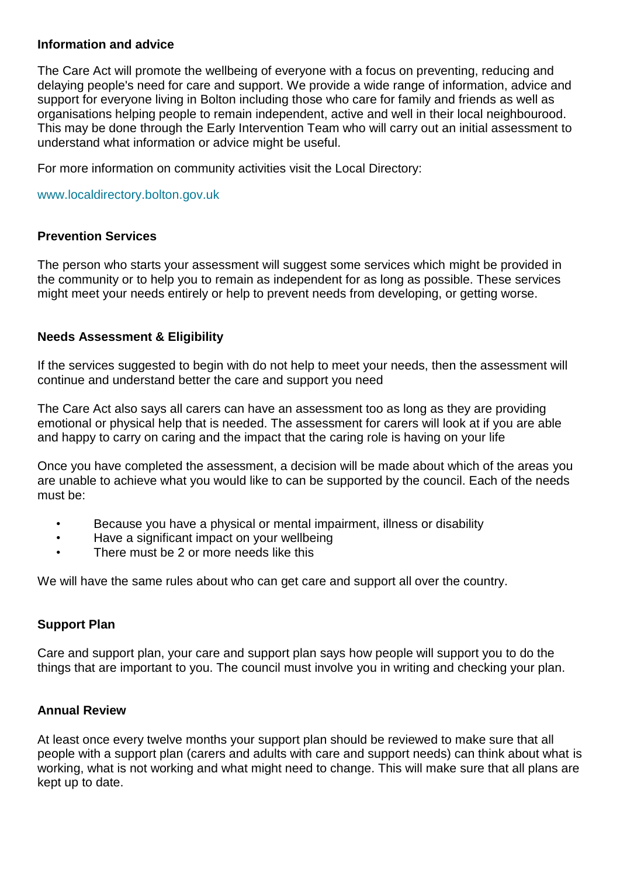**Information and advice**

The Care Act will promote the wellbeing of everyone with a focus on preventing, reducing and delaying people's need for care and support. We provide a wide range of information, advice and support for everyone living in Bolton including those who care for family and friends as well as organisations helping people to remain independent, active and well in their local neighbourood. This may be done through the Early Intervention Team who will carry out an initial assessment to understand what information or advice might be useful.

For more information on community activities visit the Local Directory:

www.localdirectory.bolton.gov.uk

**Prevention Services**

The person who starts your assessment will suggest some services which might be provided in the community or to help you to remain as independent for as long as possible. These services might meet your needs entirely or help to prevent needs from developing, or getting worse.

**Needs Assessment & Eligibility**

If the services suggested to begin with do not help to meet your needs, then the assessment will continue and understand better the care and support you need

The Care Act also says all carers can have an assessment too as long as they are providing emotional or physical help that is needed. The assessment for carers will look at if you are able and happy to carry on caring and the impact that the caring role is having on your life

Once you have completed the assessment, a decision will be made about which of the areas you are unable to achieve what you would like to can be supported by the council. Each of the needs must be:

- Because you have a physical or mental impairment, illness or disability
- Have a significant impact on your wellbeing
- There must be 2 or more needs like this

We will have the same rules about who can get care and support all over the country.

**Support Plan**

Care and support plan, your care and support plan says how people will support you to do the things that are important to you. The council must involve you in writing and checking your plan.

**Annual Review**

At least once every twelve months your support plan should be reviewed to make sure that all people with a support plan (carers and adults with care and support needs) can think about what is working, what is not working and what might need to change. This will make sure that all plans are kept up to date.